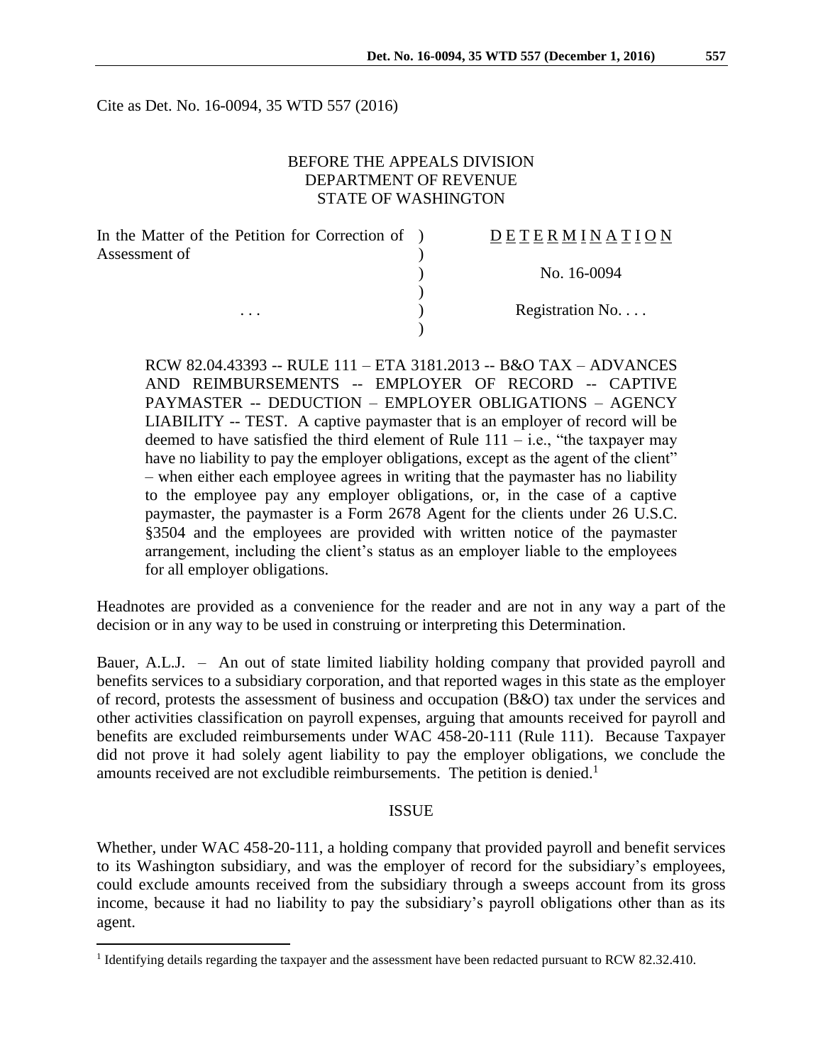Cite as Det. No. 16-0094, 35 WTD 557 (2016)

BEFORE THE APPEALS DIVISION
DEPARTMENT OF REVENUE
STATE OF WASHINGTON

| | | |
|---|---|---|
| In the Matter of the Petition for Correction of Assessment of | ) | D E T E R M I N A T I O N |
| | ) | No. 16-0094 |
| . . . | ) | Registration No. . . . |

RCW 82.04.43393 -- RULE 111 – ETA 3181.2013 -- B&O TAX – ADVANCES AND REIMBURSEMENTS -- EMPLOYER OF RECORD -- CAPTIVE PAYMASTER -- DEDUCTION – EMPLOYER OBLIGATIONS – AGENCY LIABILITY -- TEST. A captive paymaster that is an employer of record will be deemed to have satisfied the third element of Rule 111 – i.e., "the taxpayer may have no liability to pay the employer obligations, except as the agent of the client" – when either each employee agrees in writing that the paymaster has no liability to the employee pay any employer obligations, or, in the case of a captive paymaster, the paymaster is a Form 2678 Agent for the clients under 26 U.S.C. §3504 and the employees are provided with written notice of the paymaster arrangement, including the client's status as an employer liable to the employees for all employer obligations.

Headnotes are provided as a convenience for the reader and are not in any way a part of the decision or in any way to be used in construing or interpreting this Determination.

Bauer, A.L.J. – An out of state limited liability holding company that provided payroll and benefits services to a subsidiary corporation, and that reported wages in this state as the employer of record, protests the assessment of business and occupation (B&O) tax under the services and other activities classification on payroll expenses, arguing that amounts received for payroll and benefits are excluded reimbursements under WAC 458-20-111 (Rule 111). Because Taxpayer did not prove it had solely agent liability to pay the employer obligations, we conclude the amounts received are not excludible reimbursements. The petition is denied.[1]

## ISSUE

Whether, under WAC 458-20-111, a holding company that provided payroll and benefit services to its Washington subsidiary, and was the employer of record for the subsidiary's employees, could exclude amounts received from the subsidiary through a sweeps account from its gross income, because it had no liability to pay the subsidiary's payroll obligations other than as its agent.

---

[1] Identifying details regarding the taxpayer and the assessment have been redacted pursuant to RCW 82.32.410.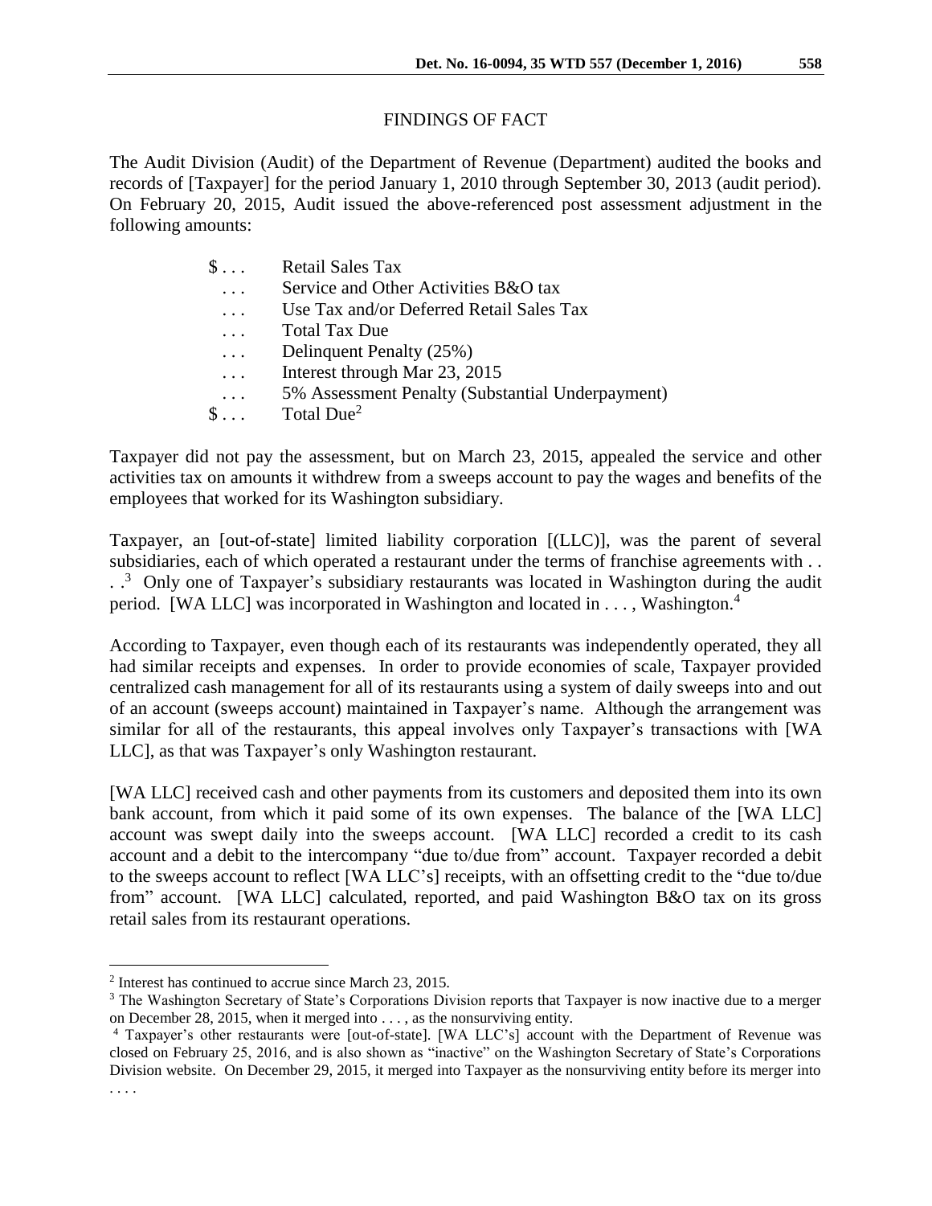## FINDINGS OF FACT

The Audit Division (Audit) of the Department of Revenue (Department) audited the books and records of [Taxpayer] for the period January 1, 2010 through September 30, 2013 (audit period). On February 20, 2015, Audit issued the above-referenced post assessment adjustment in the following amounts:

| | |
|---|---|
| $ . . . | Retail Sales Tax |
| . . . | Service and Other Activities B&O tax |
| . . . | Use Tax and/or Deferred Retail Sales Tax |
| . . . | Total Tax Due |
| . . . | Delinquent Penalty (25%) |
| . . . | Interest through Mar 23, 2015 |
| . . . | 5% Assessment Penalty (Substantial Underpayment) |
| $ . . . | Total Due[2] |

Taxpayer did not pay the assessment, but on March 23, 2015, appealed the service and other activities tax on amounts it withdrew from a sweeps account to pay the wages and benefits of the employees that worked for its Washington subsidiary.

Taxpayer, an [out-of-state] limited liability corporation [(LLC)], was the parent of several subsidiaries, each of which operated a restaurant under the terms of franchise agreements with . . . .[3] Only one of Taxpayer's subsidiary restaurants was located in Washington during the audit period. [WA LLC] was incorporated in Washington and located in . . . , Washington.[4]

According to Taxpayer, even though each of its restaurants was independently operated, they all had similar receipts and expenses. In order to provide economies of scale, Taxpayer provided centralized cash management for all of its restaurants using a system of daily sweeps into and out of an account (sweeps account) maintained in Taxpayer's name. Although the arrangement was similar for all of the restaurants, this appeal involves only Taxpayer's transactions with [WA LLC], as that was Taxpayer's only Washington restaurant.

[WA LLC] received cash and other payments from its customers and deposited them into its own bank account, from which it paid some of its own expenses. The balance of the [WA LLC] account was swept daily into the sweeps account. [WA LLC] recorded a credit to its cash account and a debit to the intercompany "due to/due from" account. Taxpayer recorded a debit to the sweeps account to reflect [WA LLC's] receipts, with an offsetting credit to the "due to/due from" account. [WA LLC] calculated, reported, and paid Washington B&O tax on its gross retail sales from its restaurant operations.

---

[2] Interest has continued to accrue since March 23, 2015.

[3] The Washington Secretary of State's Corporations Division reports that Taxpayer is now inactive due to a merger on December 28, 2015, when it merged into . . . , as the nonsurviving entity.

[4] Taxpayer's other restaurants were [out-of-state]. [WA LLC's] account with the Department of Revenue was closed on February 25, 2016, and is also shown as "inactive" on the Washington Secretary of State's Corporations Division website. On December 29, 2015, it merged into Taxpayer as the nonsurviving entity before its merger into . . . .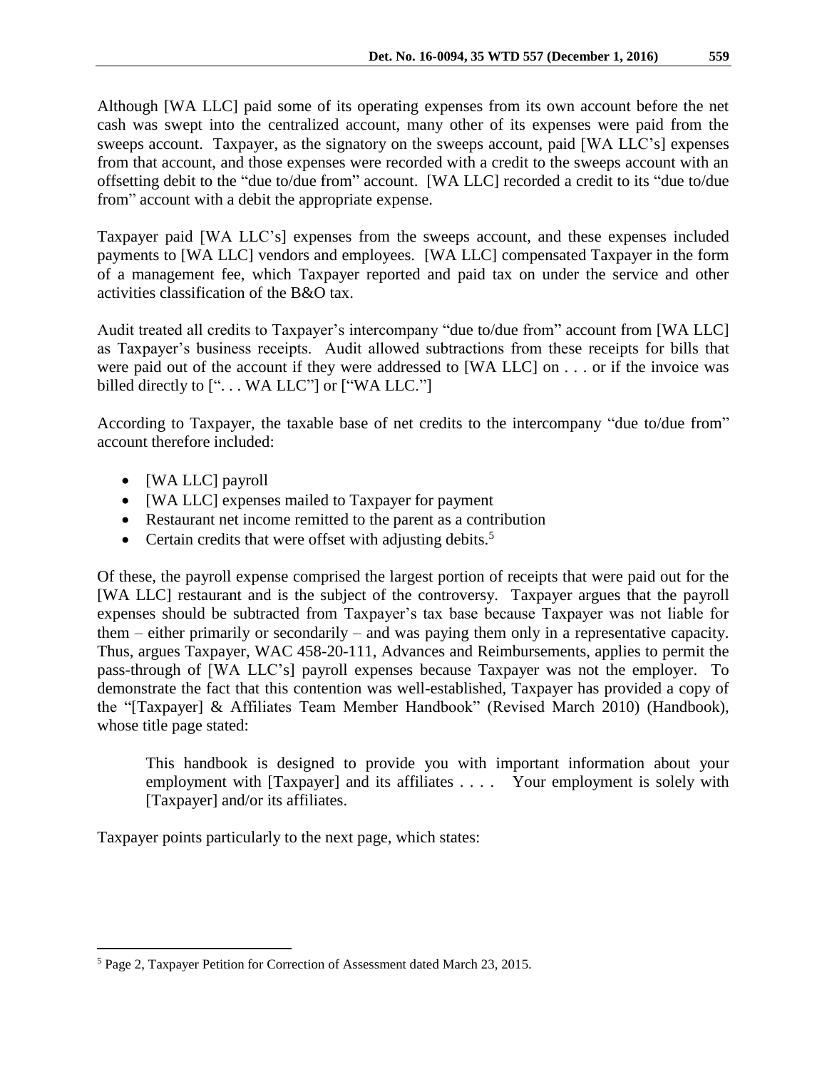Although [WA LLC] paid some of its operating expenses from its own account before the net cash was swept into the centralized account, many other of its expenses were paid from the sweeps account. Taxpayer, as the signatory on the sweeps account, paid [WA LLC's] expenses from that account, and those expenses were recorded with a credit to the sweeps account with an offsetting debit to the "due to/due from" account. [WA LLC] recorded a credit to its "due to/due from" account with a debit the appropriate expense.

Taxpayer paid [WA LLC's] expenses from the sweeps account, and these expenses included payments to [WA LLC] vendors and employees. [WA LLC] compensated Taxpayer in the form of a management fee, which Taxpayer reported and paid tax on under the service and other activities classification of the B&O tax.

Audit treated all credits to Taxpayer's intercompany "due to/due from" account from [WA LLC] as Taxpayer's business receipts. Audit allowed subtractions from these receipts for bills that were paid out of the account if they were addressed to [WA LLC] on . . . or if the invoice was billed directly to [". . . WA LLC"] or ["WA LLC."]

According to Taxpayer, the taxable base of net credits to the intercompany "due to/due from" account therefore included:

- [WA LLC] payroll
- [WA LLC] expenses mailed to Taxpayer for payment
- Restaurant net income remitted to the parent as a contribution
- Certain credits that were offset with adjusting debits.[5]

Of these, the payroll expense comprised the largest portion of receipts that were paid out for the [WA LLC] restaurant and is the subject of the controversy. Taxpayer argues that the payroll expenses should be subtracted from Taxpayer's tax base because Taxpayer was not liable for them – either primarily or secondarily – and was paying them only in a representative capacity. Thus, argues Taxpayer, WAC 458-20-111, Advances and Reimbursements, applies to permit the pass-through of [WA LLC's] payroll expenses because Taxpayer was not the employer. To demonstrate the fact that this contention was well-established, Taxpayer has provided a copy of the "[Taxpayer] & Affiliates Team Member Handbook" (Revised March 2010) (Handbook), whose title page stated:

> This handbook is designed to provide you with important information about your employment with [Taxpayer] and its affiliates . . . . Your employment is solely with [Taxpayer] and/or its affiliates.

Taxpayer points particularly to the next page, which states:

---

[5] Page 2, Taxpayer Petition for Correction of Assessment dated March 23, 2015.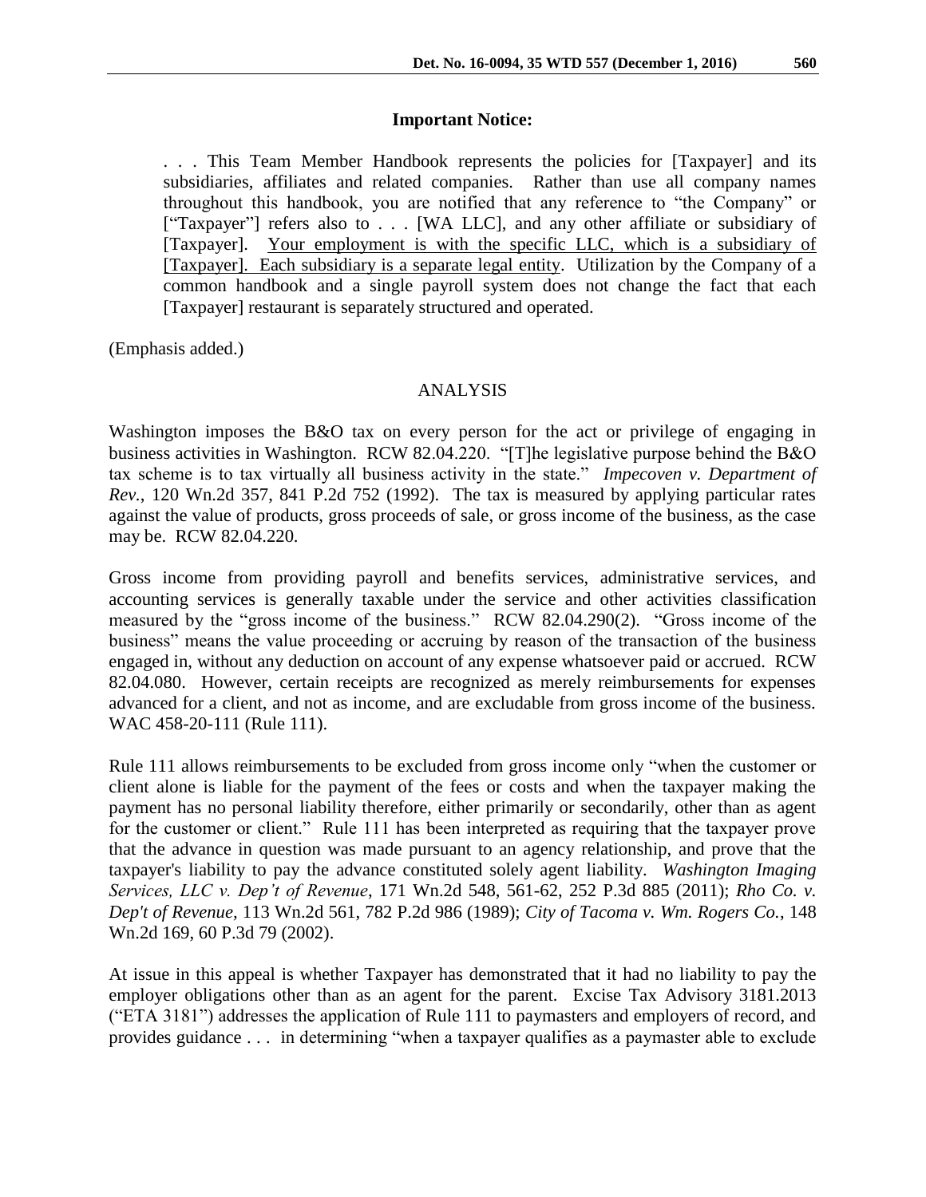## Important Notice:

> . . . This Team Member Handbook represents the policies for [Taxpayer] and its subsidiaries, affiliates and related companies. Rather than use all company names throughout this handbook, you are notified that any reference to "the Company" or ["Taxpayer"] refers also to . . . [WA LLC], and any other affiliate or subsidiary of [Taxpayer]. <u>Your employment is with the specific LLC, which is a subsidiary of [Taxpayer]. Each subsidiary is a separate legal entity</u>. Utilization by the Company of a common handbook and a single payroll system does not change the fact that each [Taxpayer] restaurant is separately structured and operated.

(Emphasis added.)

## ANALYSIS

Washington imposes the B&O tax on every person for the act or privilege of engaging in business activities in Washington. RCW 82.04.220. "[T]he legislative purpose behind the B&O tax scheme is to tax virtually all business activity in the state." *Impecoven v. Department of Rev.*, 120 Wn.2d 357, 841 P.2d 752 (1992). The tax is measured by applying particular rates against the value of products, gross proceeds of sale, or gross income of the business, as the case may be. RCW 82.04.220.

Gross income from providing payroll and benefits services, administrative services, and accounting services is generally taxable under the service and other activities classification measured by the "gross income of the business." RCW 82.04.290(2). "Gross income of the business" means the value proceeding or accruing by reason of the transaction of the business engaged in, without any deduction on account of any expense whatsoever paid or accrued. RCW 82.04.080. However, certain receipts are recognized as merely reimbursements for expenses advanced for a client, and not as income, and are excludable from gross income of the business. WAC 458-20-111 (Rule 111).

Rule 111 allows reimbursements to be excluded from gross income only "when the customer or client alone is liable for the payment of the fees or costs and when the taxpayer making the payment has no personal liability therefore, either primarily or secondarily, other than as agent for the customer or client." Rule 111 has been interpreted as requiring that the taxpayer prove that the advance in question was made pursuant to an agency relationship, and prove that the taxpayer's liability to pay the advance constituted solely agent liability. *Washington Imaging Services, LLC v. Dep't of Revenue*, 171 Wn.2d 548, 561-62, 252 P.3d 885 (2011); *Rho Co. v. Dep't of Revenue*, 113 Wn.2d 561, 782 P.2d 986 (1989); *City of Tacoma v. Wm. Rogers Co.*, 148 Wn.2d 169, 60 P.3d 79 (2002).

At issue in this appeal is whether Taxpayer has demonstrated that it had no liability to pay the employer obligations other than as an agent for the parent. Excise Tax Advisory 3181.2013 ("ETA 3181") addresses the application of Rule 111 to paymasters and employers of record, and provides guidance . . . in determining "when a taxpayer qualifies as a paymaster able to exclude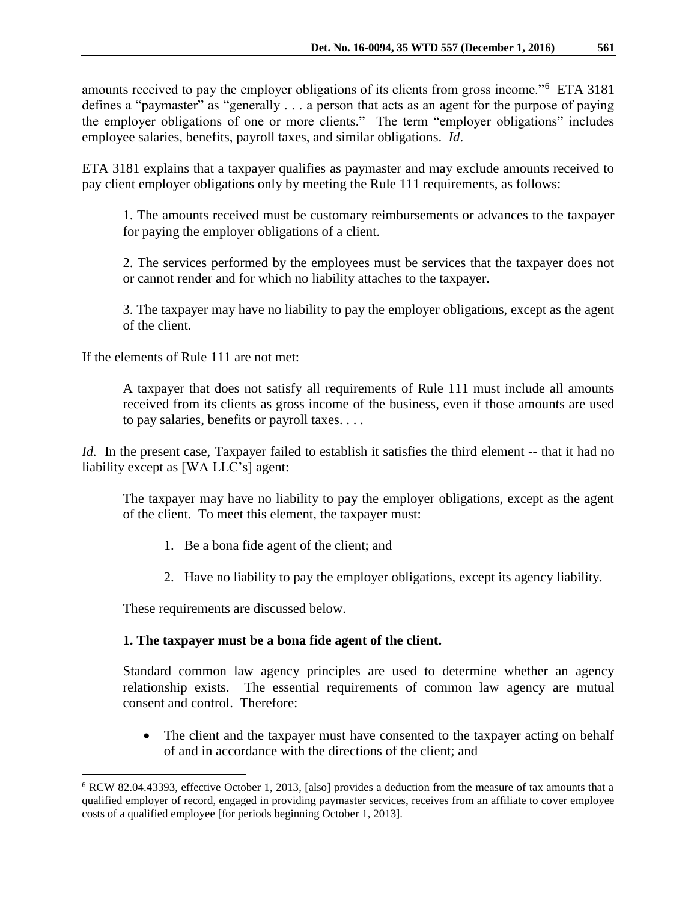amounts received to pay the employer obligations of its clients from gross income."[6] ETA 3181 defines a "paymaster" as "generally . . . a person that acts as an agent for the purpose of paying the employer obligations of one or more clients." The term "employer obligations" includes employee salaries, benefits, payroll taxes, and similar obligations. *Id*.

ETA 3181 explains that a taxpayer qualifies as paymaster and may exclude amounts received to pay client employer obligations only by meeting the Rule 111 requirements, as follows:

> 1. The amounts received must be customary reimbursements or advances to the taxpayer for paying the employer obligations of a client.
>
> 2. The services performed by the employees must be services that the taxpayer does not or cannot render and for which no liability attaches to the taxpayer.
>
> 3. The taxpayer may have no liability to pay the employer obligations, except as the agent of the client.

If the elements of Rule 111 are not met:

> A taxpayer that does not satisfy all requirements of Rule 111 must include all amounts received from its clients as gross income of the business, even if those amounts are used to pay salaries, benefits or payroll taxes. . . .

*Id.* In the present case, Taxpayer failed to establish it satisfies the third element -- that it had no liability except as [WA LLC's] agent:

> The taxpayer may have no liability to pay the employer obligations, except as the agent of the client. To meet this element, the taxpayer must:
>
> 1. Be a bona fide agent of the client; and
>
> 2. Have no liability to pay the employer obligations, except its agency liability.
>
> These requirements are discussed below.
>
> **1. The taxpayer must be a bona fide agent of the client.**
>
> Standard common law agency principles are used to determine whether an agency relationship exists. The essential requirements of common law agency are mutual consent and control. Therefore:
>
> - The client and the taxpayer must have consented to the taxpayer acting on behalf of and in accordance with the directions of the client; and

---

[6] RCW 82.04.43393, effective October 1, 2013, [also] provides a deduction from the measure of tax amounts that a qualified employer of record, engaged in providing paymaster services, receives from an affiliate to cover employee costs of a qualified employee [for periods beginning October 1, 2013].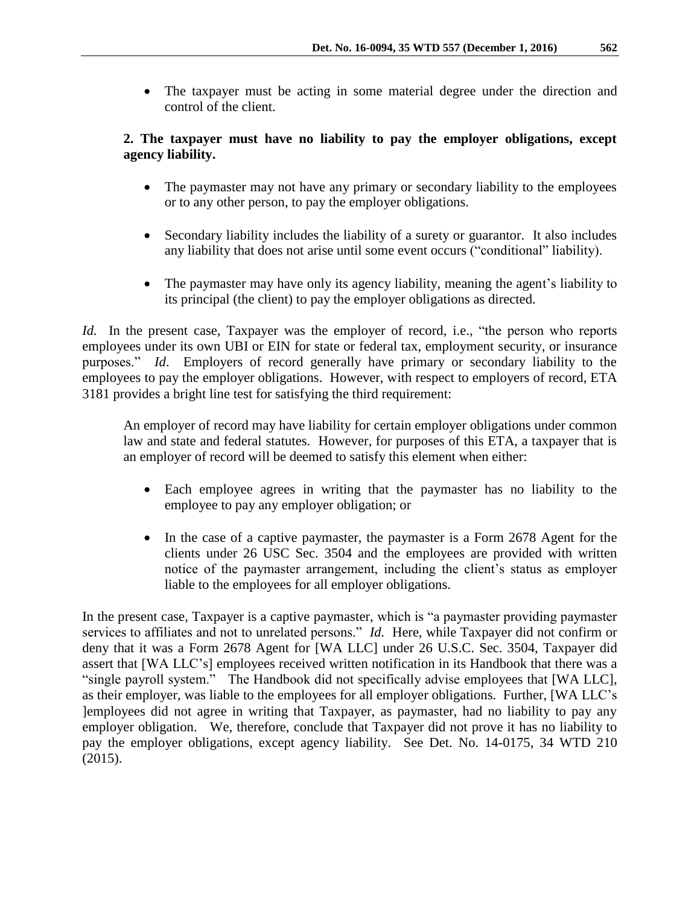- The taxpayer must be acting in some material degree under the direction and control of the client.

**2. The taxpayer must have no liability to pay the employer obligations, except agency liability.**

- The paymaster may not have any primary or secondary liability to the employees or to any other person, to pay the employer obligations.
- Secondary liability includes the liability of a surety or guarantor. It also includes any liability that does not arise until some event occurs ("conditional" liability).
- The paymaster may have only its agency liability, meaning the agent's liability to its principal (the client) to pay the employer obligations as directed.

*Id.* In the present case, Taxpayer was the employer of record, i.e., "the person who reports employees under its own UBI or EIN for state or federal tax, employment security, or insurance purposes." *Id*. Employers of record generally have primary or secondary liability to the employees to pay the employer obligations. However, with respect to employers of record, ETA 3181 provides a bright line test for satisfying the third requirement:

> An employer of record may have liability for certain employer obligations under common law and state and federal statutes. However, for purposes of this ETA, a taxpayer that is an employer of record will be deemed to satisfy this element when either:
>
> - Each employee agrees in writing that the paymaster has no liability to the employee to pay any employer obligation; or
> - In the case of a captive paymaster, the paymaster is a Form 2678 Agent for the clients under 26 USC Sec. 3504 and the employees are provided with written notice of the paymaster arrangement, including the client's status as employer liable to the employees for all employer obligations.

In the present case, Taxpayer is a captive paymaster, which is "a paymaster providing paymaster services to affiliates and not to unrelated persons." *Id.* Here, while Taxpayer did not confirm or deny that it was a Form 2678 Agent for [WA LLC] under 26 U.S.C. Sec. 3504, Taxpayer did assert that [WA LLC's] employees received written notification in its Handbook that there was a "single payroll system." The Handbook did not specifically advise employees that [WA LLC], as their employer, was liable to the employees for all employer obligations. Further, [WA LLC's ]employees did not agree in writing that Taxpayer, as paymaster, had no liability to pay any employer obligation. We, therefore, conclude that Taxpayer did not prove it has no liability to pay the employer obligations, except agency liability. See Det. No. 14-0175, 34 WTD 210 (2015).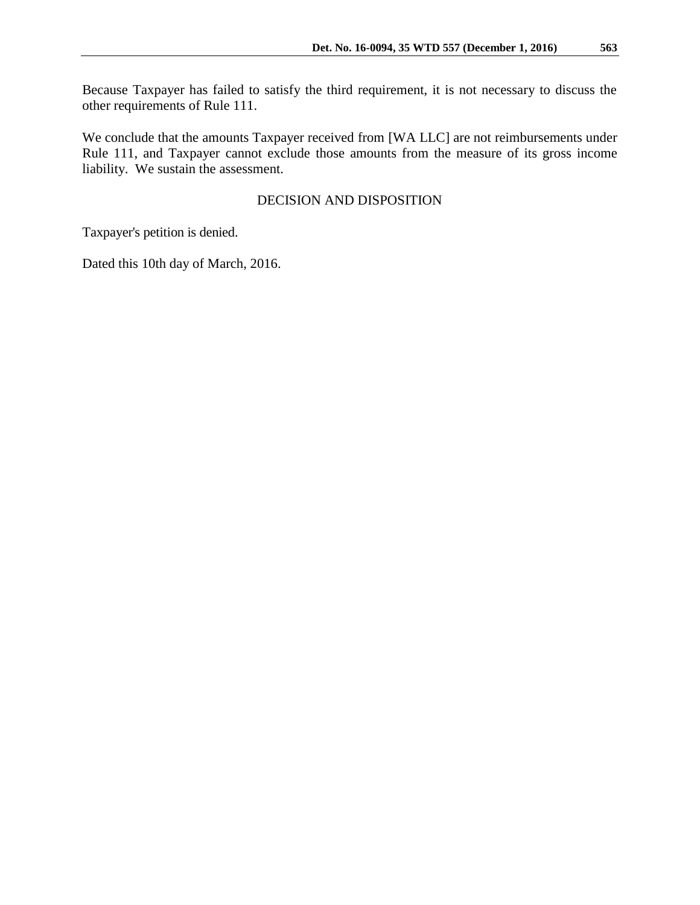Because Taxpayer has failed to satisfy the third requirement, it is not necessary to discuss the other requirements of Rule 111.

We conclude that the amounts Taxpayer received from [WA LLC] are not reimbursements under Rule 111, and Taxpayer cannot exclude those amounts from the measure of its gross income liability. We sustain the assessment.

## DECISION AND DISPOSITION

Taxpayer's petition is denied.

Dated this 10th day of March, 2016.